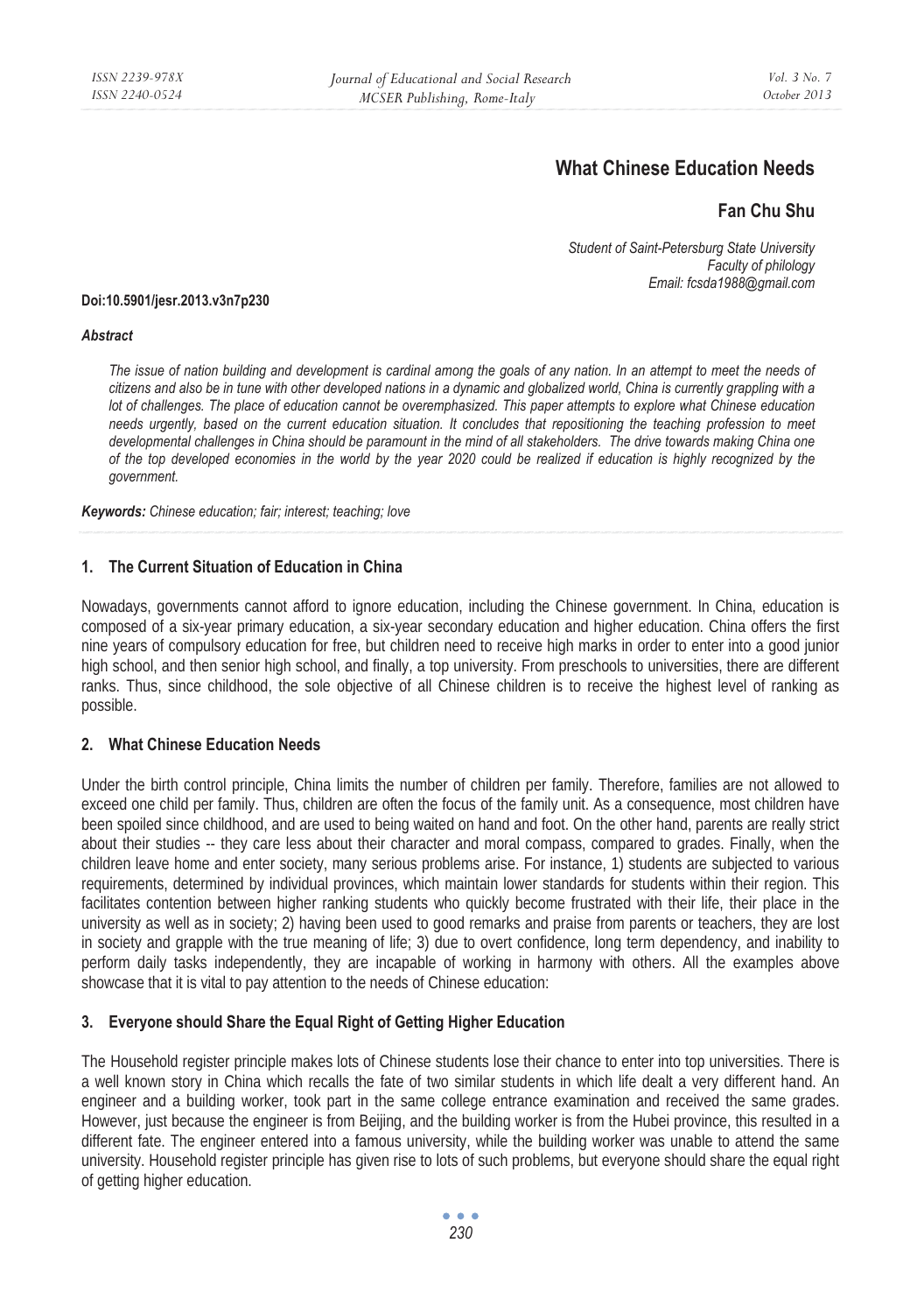# What Chinese Education Needs

## Fan Chu Shu

*Student of Saint-Petersburg State University*
*Faculty of philology*
*Email: fcsda1988@gmail.com*

**Doi:10.5901/jesr.2013.v3n7p230**

***Abstract***

*The issue of nation building and development is cardinal among the goals of any nation. In an attempt to meet the needs of citizens and also be in tune with other developed nations in a dynamic and globalized world, China is currently grappling with a lot of challenges. The place of education cannot be overemphasized. This paper attempts to explore what Chinese education needs urgently, based on the current education situation. It concludes that repositioning the teaching profession to meet developmental challenges in China should be paramount in the mind of all stakeholders. The drive towards making China one of the top developed economies in the world by the year 2020 could be realized if education is highly recognized by the government.*

***Keywords:*** *Chinese education; fair; interest; teaching; love*

## 1. The Current Situation of Education in China

Nowadays, governments cannot afford to ignore education, including the Chinese government. In China, education is composed of a six-year primary education, a six-year secondary education and higher education. China offers the first nine years of compulsory education for free, but children need to receive high marks in order to enter into a good junior high school, and then senior high school, and finally, a top university. From preschools to universities, there are different ranks. Thus, since childhood, the sole objective of all Chinese children is to receive the highest level of ranking as possible.

## 2. What Chinese Education Needs

Under the birth control principle, China limits the number of children per family. Therefore, families are not allowed to exceed one child per family. Thus, children are often the focus of the family unit. As a consequence, most children have been spoiled since childhood, and are used to being waited on hand and foot. On the other hand, parents are really strict about their studies -- they care less about their character and moral compass, compared to grades. Finally, when the children leave home and enter society, many serious problems arise. For instance, 1) students are subjected to various requirements, determined by individual provinces, which maintain lower standards for students within their region. This facilitates contention between higher ranking students who quickly become frustrated with their life, their place in the university as well as in society; 2) having been used to good remarks and praise from parents or teachers, they are lost in society and grapple with the true meaning of life; 3) due to overt confidence, long term dependency, and inability to perform daily tasks independently, they are incapable of working in harmony with others. All the examples above showcase that it is vital to pay attention to the needs of Chinese education:

## 3. Everyone should Share the Equal Right of Getting Higher Education

The Household register principle makes lots of Chinese students lose their chance to enter into top universities. There is a well known story in China which recalls the fate of two similar students in which life dealt a very different hand. An engineer and a building worker, took part in the same college entrance examination and received the same grades. However, just because the engineer is from Beijing, and the building worker is from the Hubei province, this resulted in a different fate. The engineer entered into a famous university, while the building worker was unable to attend the same university. Household register principle has given rise to lots of such problems, but everyone should share the equal right of getting higher education.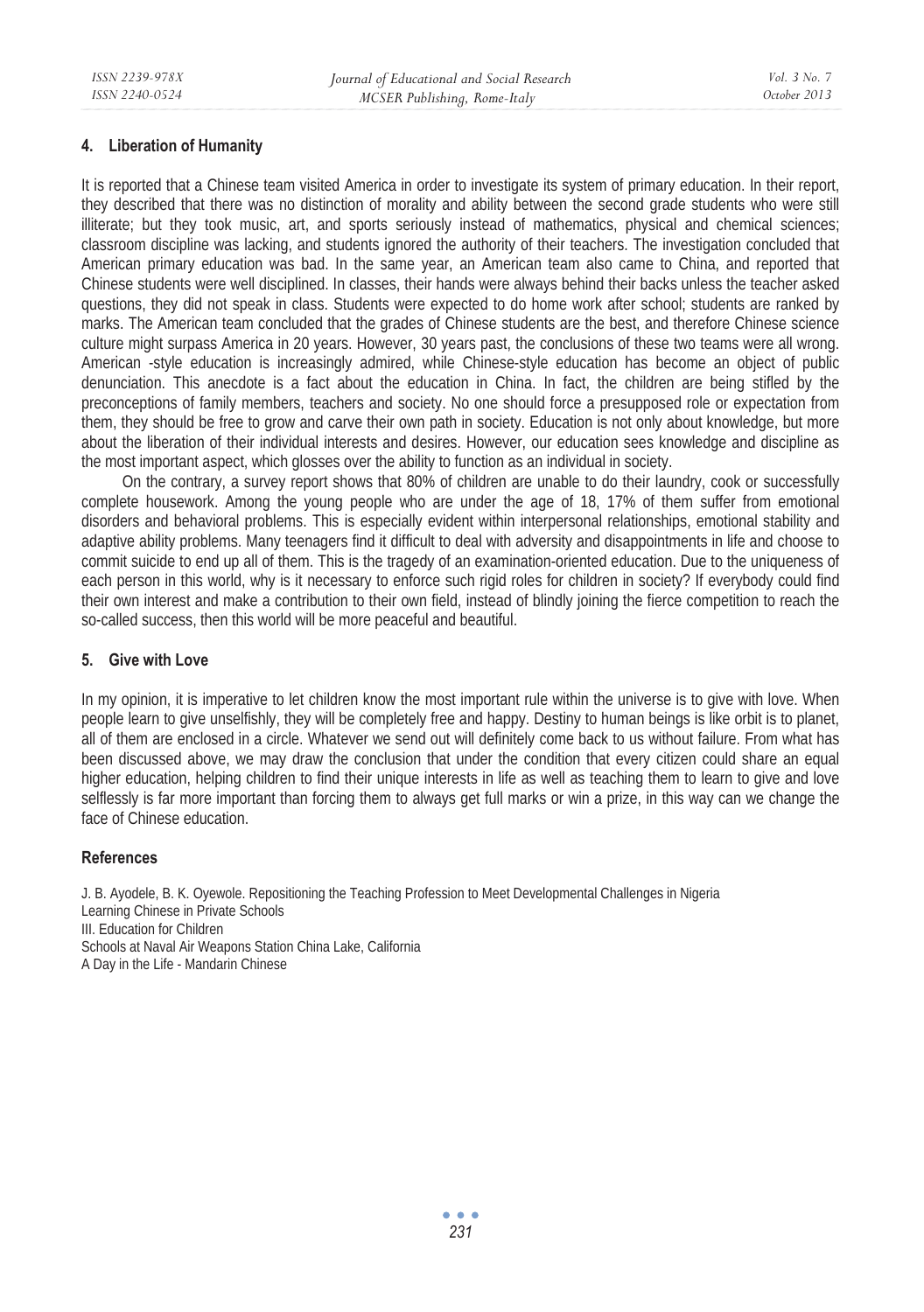## 4. Liberation of Humanity

It is reported that a Chinese team visited America in order to investigate its system of primary education. In their report, they described that there was no distinction of morality and ability between the second grade students who were still illiterate; but they took music, art, and sports seriously instead of mathematics, physical and chemical sciences; classroom discipline was lacking, and students ignored the authority of their teachers. The investigation concluded that American primary education was bad. In the same year, an American team also came to China, and reported that Chinese students were well disciplined. In classes, their hands were always behind their backs unless the teacher asked questions, they did not speak in class. Students were expected to do home work after school; students are ranked by marks. The American team concluded that the grades of Chinese students are the best, and therefore Chinese science culture might surpass America in 20 years. However, 30 years past, the conclusions of these two teams were all wrong. American -style education is increasingly admired, while Chinese-style education has become an object of public denunciation. This anecdote is a fact about the education in China. In fact, the children are being stifled by the preconceptions of family members, teachers and society. No one should force a presupposed role or expectation from them, they should be free to grow and carve their own path in society. Education is not only about knowledge, but more about the liberation of their individual interests and desires. However, our education sees knowledge and discipline as the most important aspect, which glosses over the ability to function as an individual in society.

On the contrary, a survey report shows that 80% of children are unable to do their laundry, cook or successfully complete housework. Among the young people who are under the age of 18, 17% of them suffer from emotional disorders and behavioral problems. This is especially evident within interpersonal relationships, emotional stability and adaptive ability problems. Many teenagers find it difficult to deal with adversity and disappointments in life and choose to commit suicide to end up all of them. This is the tragedy of an examination-oriented education. Due to the uniqueness of each person in this world, why is it necessary to enforce such rigid roles for children in society? If everybody could find their own interest and make a contribution to their own field, instead of blindly joining the fierce competition to reach the so-called success, then this world will be more peaceful and beautiful.

## 5. Give with Love

In my opinion, it is imperative to let children know the most important rule within the universe is to give with love. When people learn to give unselfishly, they will be completely free and happy. Destiny to human beings is like orbit is to planet, all of them are enclosed in a circle. Whatever we send out will definitely come back to us without failure. From what has been discussed above, we may draw the conclusion that under the condition that every citizen could share an equal higher education, helping children to find their unique interests in life as well as teaching them to learn to give and love selflessly is far more important than forcing them to always get full marks or win a prize, in this way can we change the face of Chinese education.

## References

J. B. Ayodele, B. K. Oyewole. Repositioning the Teaching Profession to Meet Developmental Challenges in Nigeria
Learning Chinese in Private Schools
III. Education for Children
Schools at Naval Air Weapons Station China Lake, California
A Day in the Life - Mandarin Chinese